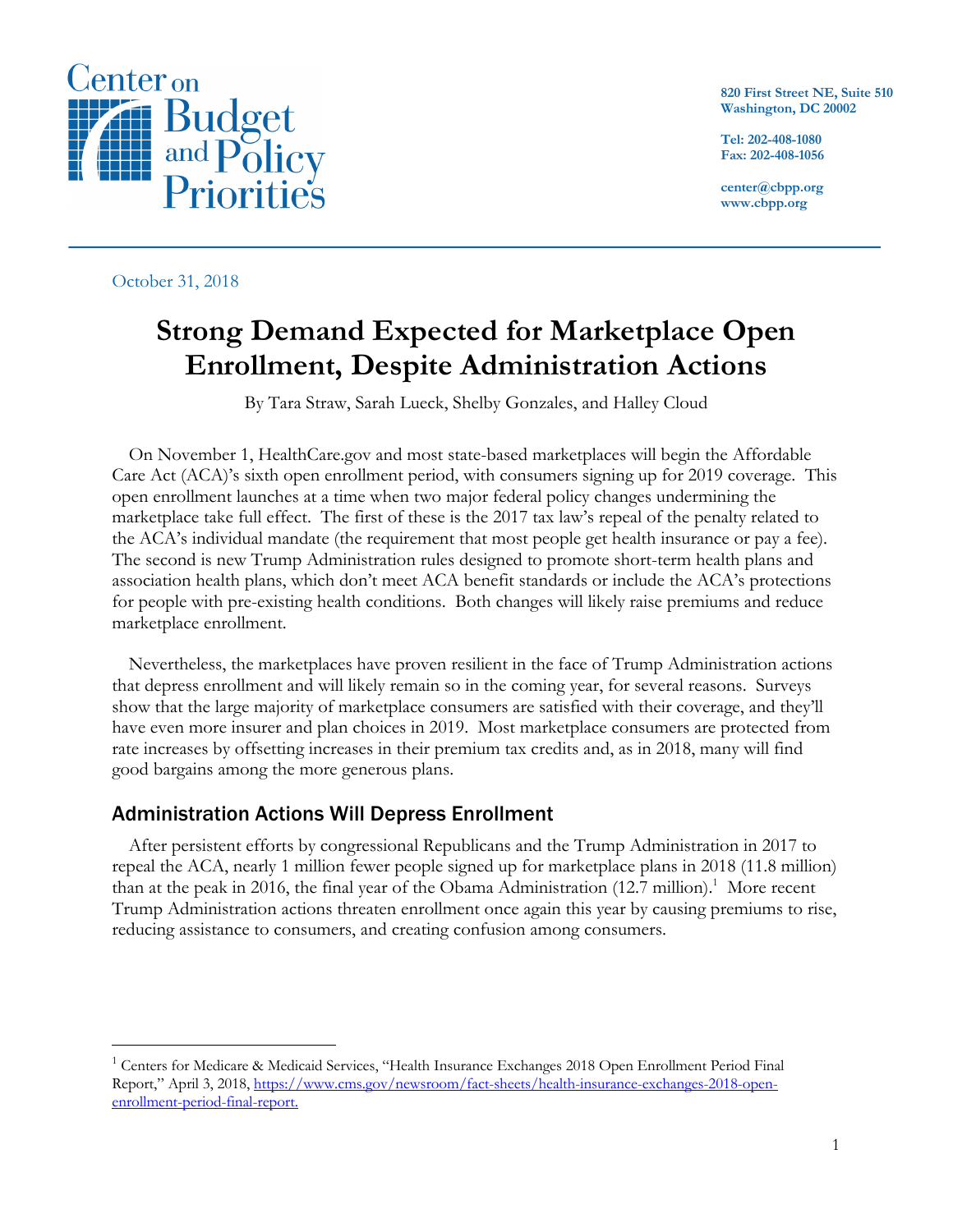Center on Budget and Policy Priorities

820 First Street NE, Suite 510
Washington, DC 20002

Tel: 202-408-1080
Fax: 202-408-1056

center@cbpp.org
www.cbpp.org

October 31, 2018

# Strong Demand Expected for Marketplace Open Enrollment, Despite Administration Actions

By Tara Straw, Sarah Lueck, Shelby Gonzales, and Halley Cloud

On November 1, HealthCare.gov and most state-based marketplaces will begin the Affordable Care Act (ACA)'s sixth open enrollment period, with consumers signing up for 2019 coverage. This open enrollment launches at a time when two major federal policy changes undermining the marketplace take full effect. The first of these is the 2017 tax law's repeal of the penalty related to the ACA's individual mandate (the requirement that most people get health insurance or pay a fee). The second is new Trump Administration rules designed to promote short-term health plans and association health plans, which don't meet ACA benefit standards or include the ACA's protections for people with pre-existing health conditions. Both changes will likely raise premiums and reduce marketplace enrollment.

Nevertheless, the marketplaces have proven resilient in the face of Trump Administration actions that depress enrollment and will likely remain so in the coming year, for several reasons. Surveys show that the large majority of marketplace consumers are satisfied with their coverage, and they'll have even more insurer and plan choices in 2019. Most marketplace consumers are protected from rate increases by offsetting increases in their premium tax credits and, as in 2018, many will find good bargains among the more generous plans.

## Administration Actions Will Depress Enrollment

After persistent efforts by congressional Republicans and the Trump Administration in 2017 to repeal the ACA, nearly 1 million fewer people signed up for marketplace plans in 2018 (11.8 million) than at the peak in 2016, the final year of the Obama Administration (12.7 million).[1] More recent Trump Administration actions threaten enrollment once again this year by causing premiums to rise, reducing assistance to consumers, and creating confusion among consumers.

---

[1] Centers for Medicare & Medicaid Services, "Health Insurance Exchanges 2018 Open Enrollment Period Final Report," April 3, 2018, https://www.cms.gov/newsroom/fact-sheets/health-insurance-exchanges-2018-open-enrollment-period-final-report.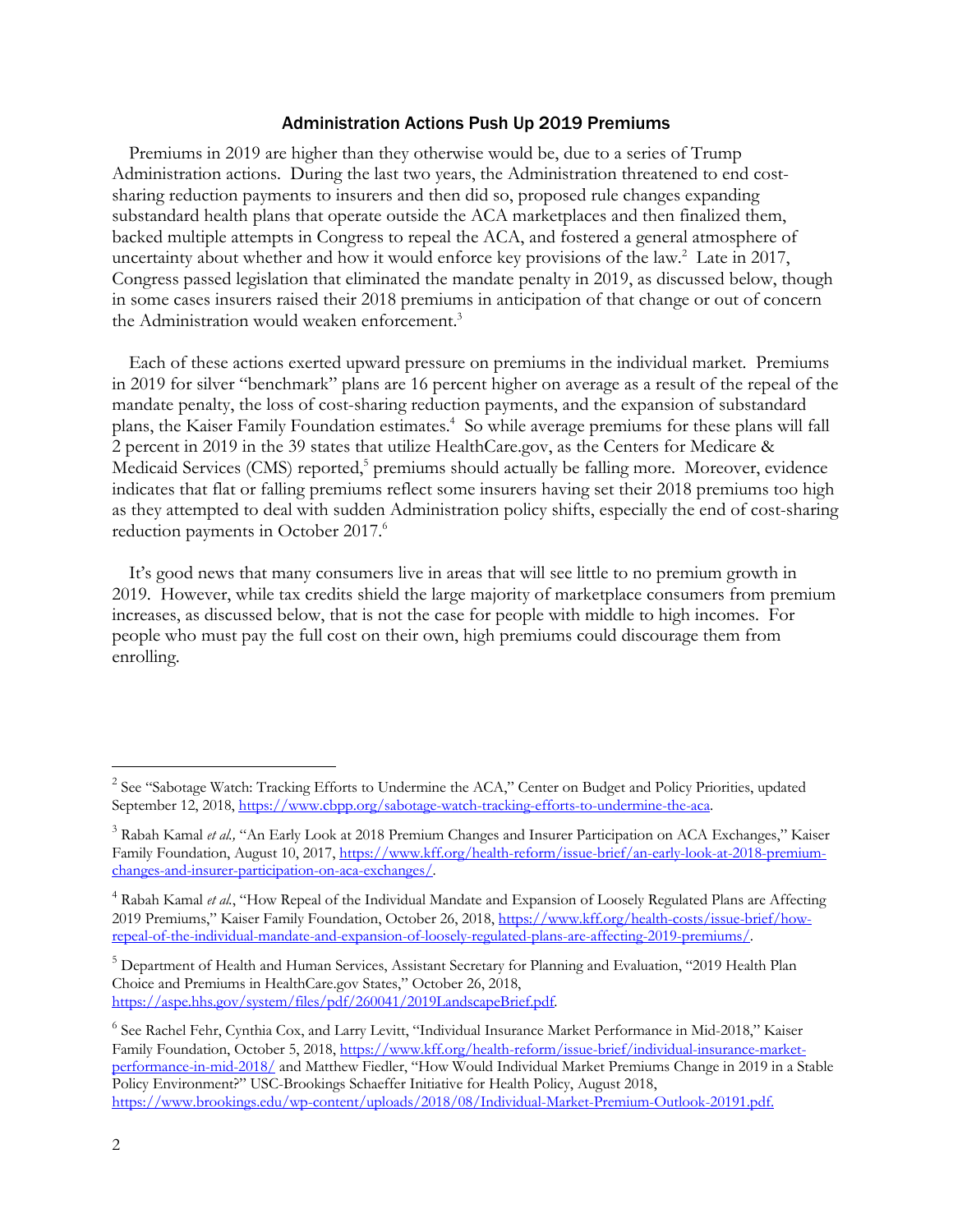## Administration Actions Push Up 2019 Premiums

Premiums in 2019 are higher than they otherwise would be, due to a series of Trump Administration actions. During the last two years, the Administration threatened to end cost-sharing reduction payments to insurers and then did so, proposed rule changes expanding substandard health plans that operate outside the ACA marketplaces and then finalized them, backed multiple attempts in Congress to repeal the ACA, and fostered a general atmosphere of uncertainty about whether and how it would enforce key provisions of the law.[2] Late in 2017, Congress passed legislation that eliminated the mandate penalty in 2019, as discussed below, though in some cases insurers raised their 2018 premiums in anticipation of that change or out of concern the Administration would weaken enforcement.[3]

Each of these actions exerted upward pressure on premiums in the individual market. Premiums in 2019 for silver "benchmark" plans are 16 percent higher on average as a result of the repeal of the mandate penalty, the loss of cost-sharing reduction payments, and the expansion of substandard plans, the Kaiser Family Foundation estimates.[4] So while average premiums for these plans will fall 2 percent in 2019 in the 39 states that utilize HealthCare.gov, as the Centers for Medicare & Medicaid Services (CMS) reported,[5] premiums should actually be falling more. Moreover, evidence indicates that flat or falling premiums reflect some insurers having set their 2018 premiums too high as they attempted to deal with sudden Administration policy shifts, especially the end of cost-sharing reduction payments in October 2017.[6]

It's good news that many consumers live in areas that will see little to no premium growth in 2019. However, while tax credits shield the large majority of marketplace consumers from premium increases, as discussed below, that is not the case for people with middle to high incomes. For people who must pay the full cost on their own, high premiums could discourage them from enrolling.

---

[2] See "Sabotage Watch: Tracking Efforts to Undermine the ACA," Center on Budget and Policy Priorities, updated September 12, 2018, https://www.cbpp.org/sabotage-watch-tracking-efforts-to-undermine-the-aca.

[3] Rabah Kamal *et al.,* "An Early Look at 2018 Premium Changes and Insurer Participation on ACA Exchanges," Kaiser Family Foundation, August 10, 2017, https://www.kff.org/health-reform/issue-brief/an-early-look-at-2018-premium-changes-and-insurer-participation-on-aca-exchanges/.

[4] Rabah Kamal *et al.*, "How Repeal of the Individual Mandate and Expansion of Loosely Regulated Plans are Affecting 2019 Premiums," Kaiser Family Foundation, October 26, 2018, https://www.kff.org/health-costs/issue-brief/how-repeal-of-the-individual-mandate-and-expansion-of-loosely-regulated-plans-are-affecting-2019-premiums/.

[5] Department of Health and Human Services, Assistant Secretary for Planning and Evaluation, "2019 Health Plan Choice and Premiums in HealthCare.gov States," October 26, 2018, https://aspe.hhs.gov/system/files/pdf/260041/2019LandscapeBrief.pdf.

[6] See Rachel Fehr, Cynthia Cox, and Larry Levitt, "Individual Insurance Market Performance in Mid-2018," Kaiser Family Foundation, October 5, 2018, https://www.kff.org/health-reform/issue-brief/individual-insurance-market-performance-in-mid-2018/ and Matthew Fiedler, "How Would Individual Market Premiums Change in 2019 in a Stable Policy Environment?" USC-Brookings Schaeffer Initiative for Health Policy, August 2018, https://www.brookings.edu/wp-content/uploads/2018/08/Individual-Market-Premium-Outlook-20191.pdf.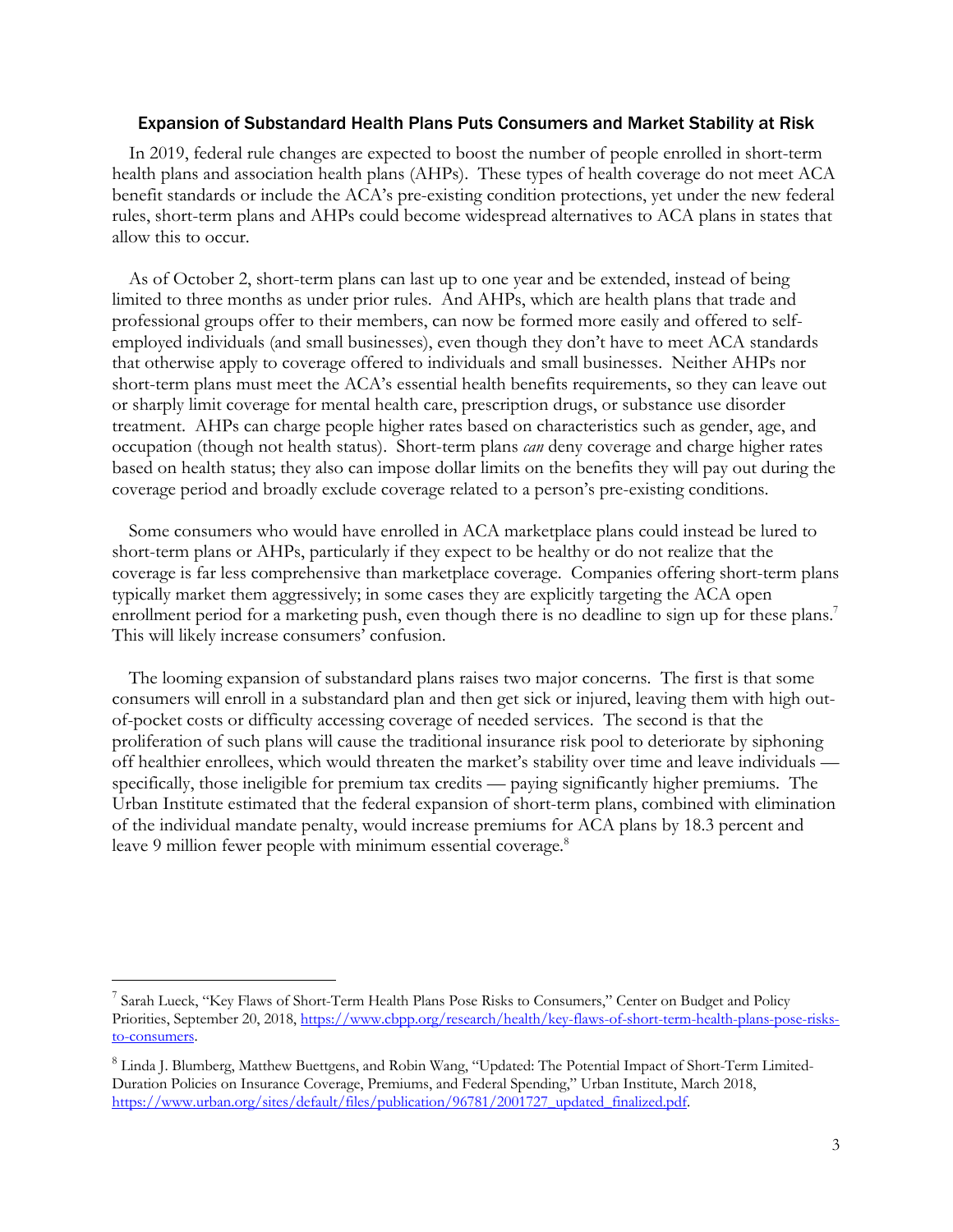## Expansion of Substandard Health Plans Puts Consumers and Market Stability at Risk

In 2019, federal rule changes are expected to boost the number of people enrolled in short-term health plans and association health plans (AHPs). These types of health coverage do not meet ACA benefit standards or include the ACA's pre-existing condition protections, yet under the new federal rules, short-term plans and AHPs could become widespread alternatives to ACA plans in states that allow this to occur.

As of October 2, short-term plans can last up to one year and be extended, instead of being limited to three months as under prior rules. And AHPs, which are health plans that trade and professional groups offer to their members, can now be formed more easily and offered to self-employed individuals (and small businesses), even though they don't have to meet ACA standards that otherwise apply to coverage offered to individuals and small businesses. Neither AHPs nor short-term plans must meet the ACA's essential health benefits requirements, so they can leave out or sharply limit coverage for mental health care, prescription drugs, or substance use disorder treatment. AHPs can charge people higher rates based on characteristics such as gender, age, and occupation (though not health status). Short-term plans *can* deny coverage and charge higher rates based on health status; they also can impose dollar limits on the benefits they will pay out during the coverage period and broadly exclude coverage related to a person's pre-existing conditions.

Some consumers who would have enrolled in ACA marketplace plans could instead be lured to short-term plans or AHPs, particularly if they expect to be healthy or do not realize that the coverage is far less comprehensive than marketplace coverage. Companies offering short-term plans typically market them aggressively; in some cases they are explicitly targeting the ACA open enrollment period for a marketing push, even though there is no deadline to sign up for these plans.[7] This will likely increase consumers' confusion.

The looming expansion of substandard plans raises two major concerns. The first is that some consumers will enroll in a substandard plan and then get sick or injured, leaving them with high out-of-pocket costs or difficulty accessing coverage of needed services. The second is that the proliferation of such plans will cause the traditional insurance risk pool to deteriorate by siphoning off healthier enrollees, which would threaten the market's stability over time and leave individuals — specifically, those ineligible for premium tax credits — paying significantly higher premiums. The Urban Institute estimated that the federal expansion of short-term plans, combined with elimination of the individual mandate penalty, would increase premiums for ACA plans by 18.3 percent and leave 9 million fewer people with minimum essential coverage.[8]

---

[7] Sarah Lueck, "Key Flaws of Short-Term Health Plans Pose Risks to Consumers," Center on Budget and Policy Priorities, September 20, 2018, https://www.cbpp.org/research/health/key-flaws-of-short-term-health-plans-pose-risks-to-consumers.

[8] Linda J. Blumberg, Matthew Buettgens, and Robin Wang, "Updated: The Potential Impact of Short-Term Limited-Duration Policies on Insurance Coverage, Premiums, and Federal Spending," Urban Institute, March 2018, https://www.urban.org/sites/default/files/publication/96781/2001727_updated_finalized.pdf.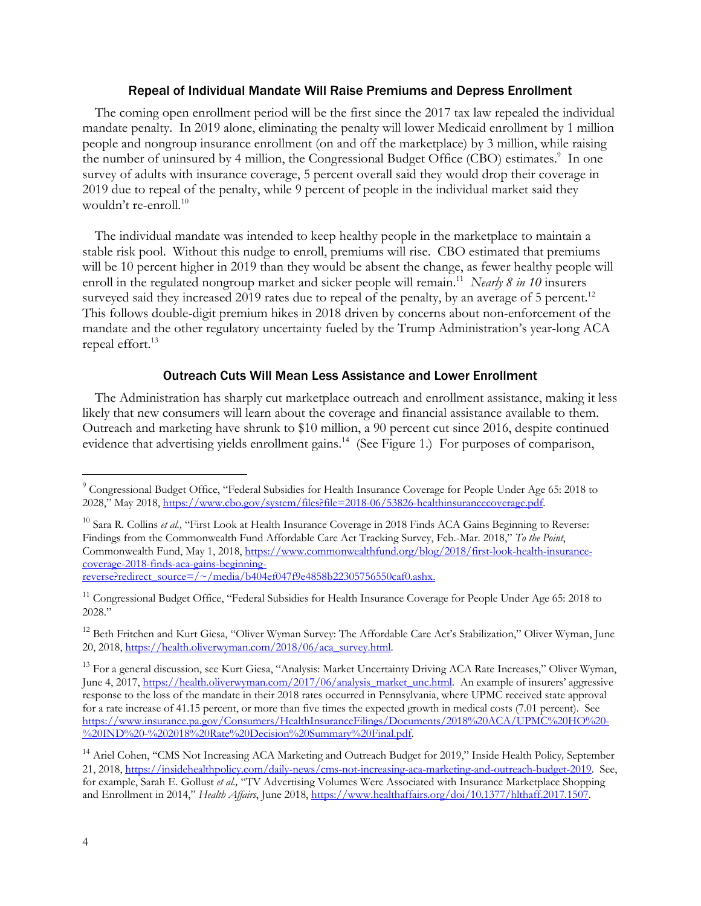## Repeal of Individual Mandate Will Raise Premiums and Depress Enrollment

The coming open enrollment period will be the first since the 2017 tax law repealed the individual mandate penalty. In 2019 alone, eliminating the penalty will lower Medicaid enrollment by 1 million people and nongroup insurance enrollment (on and off the marketplace) by 3 million, while raising the number of uninsured by 4 million, the Congressional Budget Office (CBO) estimates.[9] In one survey of adults with insurance coverage, 5 percent overall said they would drop their coverage in 2019 due to repeal of the penalty, while 9 percent of people in the individual market said they wouldn't re-enroll.[10]

The individual mandate was intended to keep healthy people in the marketplace to maintain a stable risk pool. Without this nudge to enroll, premiums will rise. CBO estimated that premiums will be 10 percent higher in 2019 than they would be absent the change, as fewer healthy people will enroll in the regulated nongroup market and sicker people will remain.[11] *Nearly 8 in 10* insurers surveyed said they increased 2019 rates due to repeal of the penalty, by an average of 5 percent.[12] This follows double-digit premium hikes in 2018 driven by concerns about non-enforcement of the mandate and the other regulatory uncertainty fueled by the Trump Administration's year-long ACA repeal effort.[13]

## Outreach Cuts Will Mean Less Assistance and Lower Enrollment

The Administration has sharply cut marketplace outreach and enrollment assistance, making it less likely that new consumers will learn about the coverage and financial assistance available to them. Outreach and marketing have shrunk to $10 million, a 90 percent cut since 2016, despite continued evidence that advertising yields enrollment gains.[14] (See Figure 1.) For purposes of comparison,

---

[9] Congressional Budget Office, "Federal Subsidies for Health Insurance Coverage for People Under Age 65: 2018 to 2028," May 2018, https://www.cbo.gov/system/files?file=2018-06/53826-healthinsurancecoverage.pdf.

[10] Sara R. Collins *et al.,* "First Look at Health Insurance Coverage in 2018 Finds ACA Gains Beginning to Reverse: Findings from the Commonwealth Fund Affordable Care Act Tracking Survey, Feb.-Mar. 2018," *To the Point*, Commonwealth Fund, May 1, 2018, https://www.commonwealthfund.org/blog/2018/first-look-health-insurance-coverage-2018-finds-aca-gains-beginning-reverse?redirect_source=/~/media/b404ef047f9e4858b22305756550caf0.ashx.

[11] Congressional Budget Office, "Federal Subsidies for Health Insurance Coverage for People Under Age 65: 2018 to 2028."

[12] Beth Fritchen and Kurt Giesa, "Oliver Wyman Survey: The Affordable Care Act's Stabilization," Oliver Wyman, June 20, 2018, https://health.oliverwyman.com/2018/06/aca_survey.html.

[13] For a general discussion, see Kurt Giesa, "Analysis: Market Uncertainty Driving ACA Rate Increases," Oliver Wyman, June 4, 2017, https://health.oliverwyman.com/2017/06/analysis_market_unc.html. An example of insurers' aggressive response to the loss of the mandate in their 2018 rates occurred in Pennsylvania, where UPMC received state approval for a rate increase of 41.15 percent, or more than five times the expected growth in medical costs (7.01 percent). See https://www.insurance.pa.gov/Consumers/HealthInsuranceFilings/Documents/2018%20ACA/UPMC%20HO%20-%20IND%20-%202018%20Rate%20Decision%20Summary%20Final.pdf.

[14] Ariel Cohen, "CMS Not Increasing ACA Marketing and Outreach Budget for 2019," Inside Health Policy*,* September 21, 2018, https://insidehealthpolicy.com/daily-news/cms-not-increasing-aca-marketing-and-outreach-budget-2019. See, for example, Sarah E. Gollust *et al.,* "TV Advertising Volumes Were Associated with Insurance Marketplace Shopping and Enrollment in 2014," *Health Affairs*, June 2018, https://www.healthaffairs.org/doi/10.1377/hlthaff.2017.1507.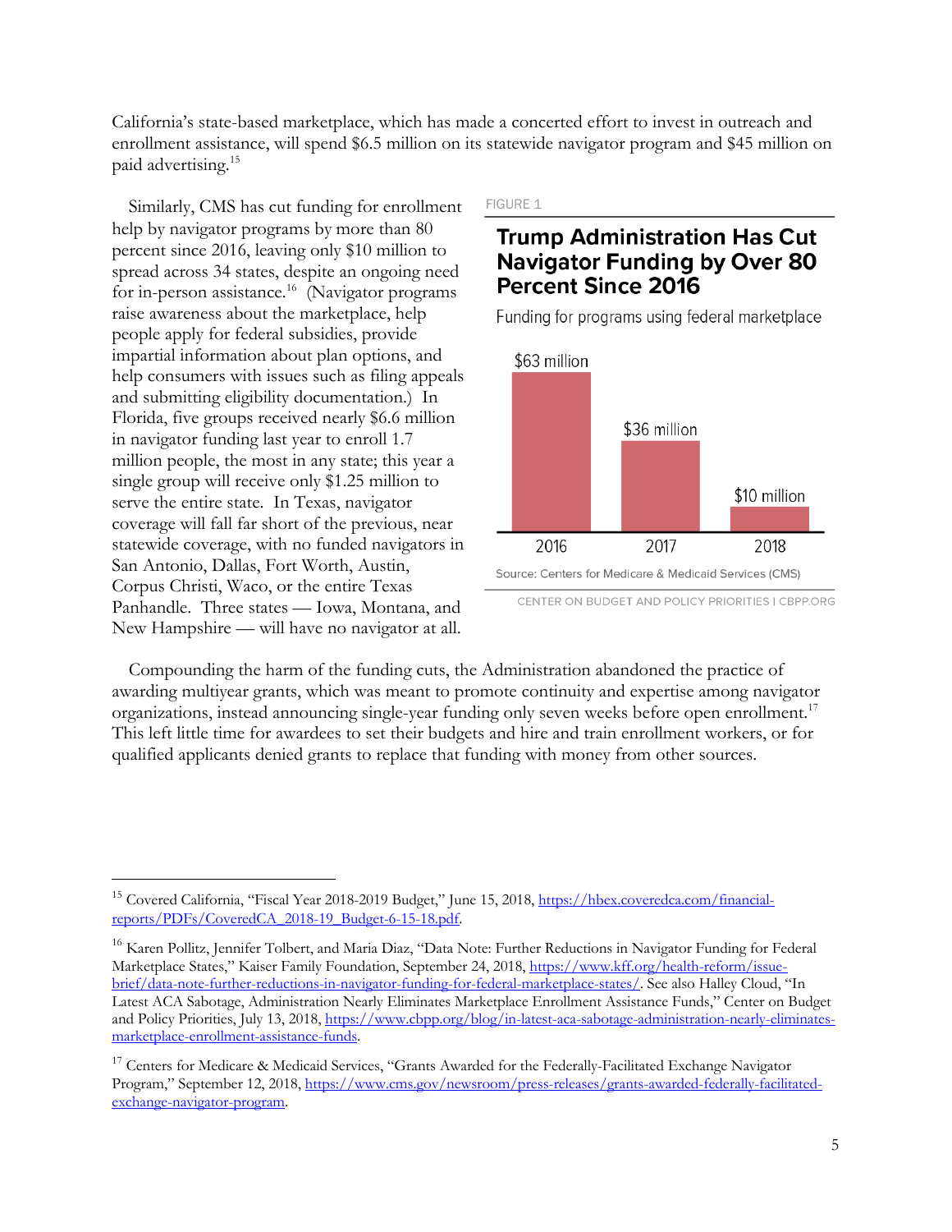California's state-based marketplace, which has made a concerted effort to invest in outreach and enrollment assistance, will spend $6.5 million on its statewide navigator program and $45 million on paid advertising.[15]

Similarly, CMS has cut funding for enrollment help by navigator programs by more than 80 percent since 2016, leaving only $10 million to spread across 34 states, despite an ongoing need for in-person assistance.[16] (Navigator programs raise awareness about the marketplace, help people apply for federal subsidies, provide impartial information about plan options, and help consumers with issues such as filing appeals and submitting eligibility documentation.) In Florida, five groups received nearly $6.6 million in navigator funding last year to enroll 1.7 million people, the most in any state; this year a single group will receive only $1.25 million to serve the entire state. In Texas, navigator coverage will fall far short of the previous, near statewide coverage, with no funded navigators in San Antonio, Dallas, Fort Worth, Austin, Corpus Christi, Waco, or the entire Texas Panhandle. Three states — Iowa, Montana, and New Hampshire — will have no navigator at all.

FIGURE 1

**Trump Administration Has Cut Navigator Funding by Over 80 Percent Since 2016**

Funding for programs using federal marketplace

| Year | Funding |
|---|---|
| 2016 | $63 million |
| 2017 | $36 million |
| 2018 | $10 million |

Source: Centers for Medicare & Medicaid Services (CMS)

CENTER ON BUDGET AND POLICY PRIORITIES | CBPP.ORG

Compounding the harm of the funding cuts, the Administration abandoned the practice of awarding multiyear grants, which was meant to promote continuity and expertise among navigator organizations, instead announcing single-year funding only seven weeks before open enrollment.[17] This left little time for awardees to set their budgets and hire and train enrollment workers, or for qualified applicants denied grants to replace that funding with money from other sources.

---

[15] Covered California, "Fiscal Year 2018-2019 Budget," June 15, 2018, https://hbex.coveredca.com/financial-reports/PDFs/CoveredCA_2018-19_Budget-6-15-18.pdf.

[16] Karen Pollitz, Jennifer Tolbert, and Maria Diaz, "Data Note: Further Reductions in Navigator Funding for Federal Marketplace States," Kaiser Family Foundation, September 24, 2018, https://www.kff.org/health-reform/issue-brief/data-note-further-reductions-in-navigator-funding-for-federal-marketplace-states/. See also Halley Cloud, "In Latest ACA Sabotage, Administration Nearly Eliminates Marketplace Enrollment Assistance Funds," Center on Budget and Policy Priorities, July 13, 2018, https://www.cbpp.org/blog/in-latest-aca-sabotage-administration-nearly-eliminates-marketplace-enrollment-assistance-funds.

[17] Centers for Medicare & Medicaid Services, "Grants Awarded for the Federally-Facilitated Exchange Navigator Program," September 12, 2018, https://www.cms.gov/newsroom/press-releases/grants-awarded-federally-facilitated-exchange-navigator-program.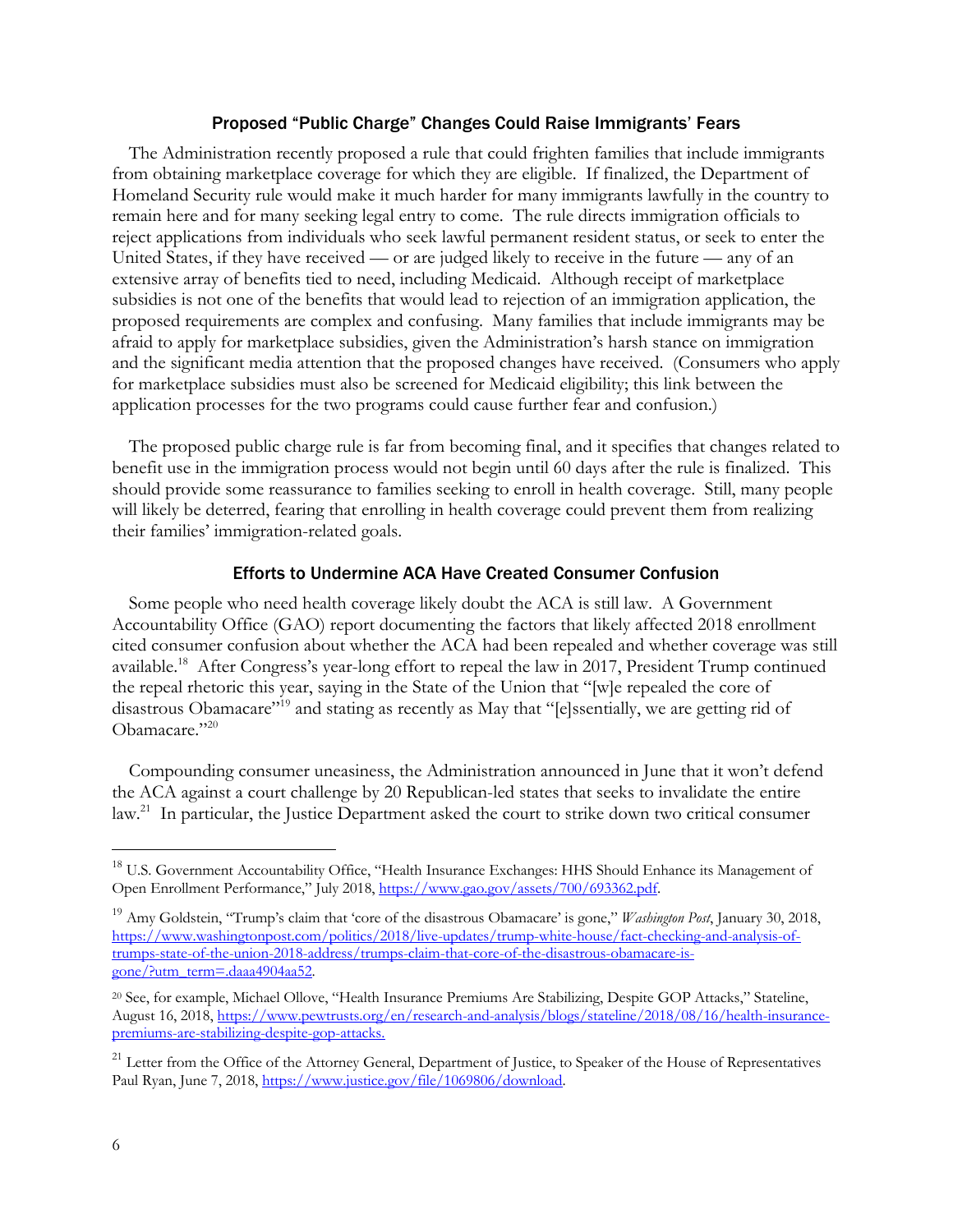## Proposed "Public Charge" Changes Could Raise Immigrants' Fears

The Administration recently proposed a rule that could frighten families that include immigrants from obtaining marketplace coverage for which they are eligible. If finalized, the Department of Homeland Security rule would make it much harder for many immigrants lawfully in the country to remain here and for many seeking legal entry to come. The rule directs immigration officials to reject applications from individuals who seek lawful permanent resident status, or seek to enter the United States, if they have received — or are judged likely to receive in the future — any of an extensive array of benefits tied to need, including Medicaid. Although receipt of marketplace subsidies is not one of the benefits that would lead to rejection of an immigration application, the proposed requirements are complex and confusing. Many families that include immigrants may be afraid to apply for marketplace subsidies, given the Administration's harsh stance on immigration and the significant media attention that the proposed changes have received. (Consumers who apply for marketplace subsidies must also be screened for Medicaid eligibility; this link between the application processes for the two programs could cause further fear and confusion.)

The proposed public charge rule is far from becoming final, and it specifies that changes related to benefit use in the immigration process would not begin until 60 days after the rule is finalized. This should provide some reassurance to families seeking to enroll in health coverage. Still, many people will likely be deterred, fearing that enrolling in health coverage could prevent them from realizing their families' immigration-related goals.

## Efforts to Undermine ACA Have Created Consumer Confusion

Some people who need health coverage likely doubt the ACA is still law. A Government Accountability Office (GAO) report documenting the factors that likely affected 2018 enrollment cited consumer confusion about whether the ACA had been repealed and whether coverage was still available.[18] After Congress's year-long effort to repeal the law in 2017, President Trump continued the repeal rhetoric this year, saying in the State of the Union that "[w]e repealed the core of disastrous Obamacare"[19] and stating as recently as May that "[e]ssentially, we are getting rid of Obamacare."[20]

Compounding consumer uneasiness, the Administration announced in June that it won't defend the ACA against a court challenge by 20 Republican-led states that seeks to invalidate the entire law.[21] In particular, the Justice Department asked the court to strike down two critical consumer

---

[18] U.S. Government Accountability Office, "Health Insurance Exchanges: HHS Should Enhance its Management of Open Enrollment Performance," July 2018, https://www.gao.gov/assets/700/693362.pdf.

[19] Amy Goldstein, "Trump's claim that 'core of the disastrous Obamacare' is gone," *Washington Post*, January 30, 2018, https://www.washingtonpost.com/politics/2018/live-updates/trump-white-house/fact-checking-and-analysis-of-trumps-state-of-the-union-2018-address/trumps-claim-that-core-of-the-disastrous-obamacare-is-gone/?utm_term=.daaa4904aa52.

[20] See, for example, Michael Ollove, "Health Insurance Premiums Are Stabilizing, Despite GOP Attacks," Stateline, August 16, 2018, https://www.pewtrusts.org/en/research-and-analysis/blogs/stateline/2018/08/16/health-insurance-premiums-are-stabilizing-despite-gop-attacks.

[21] Letter from the Office of the Attorney General, Department of Justice, to Speaker of the House of Representatives Paul Ryan, June 7, 2018, https://www.justice.gov/file/1069806/download.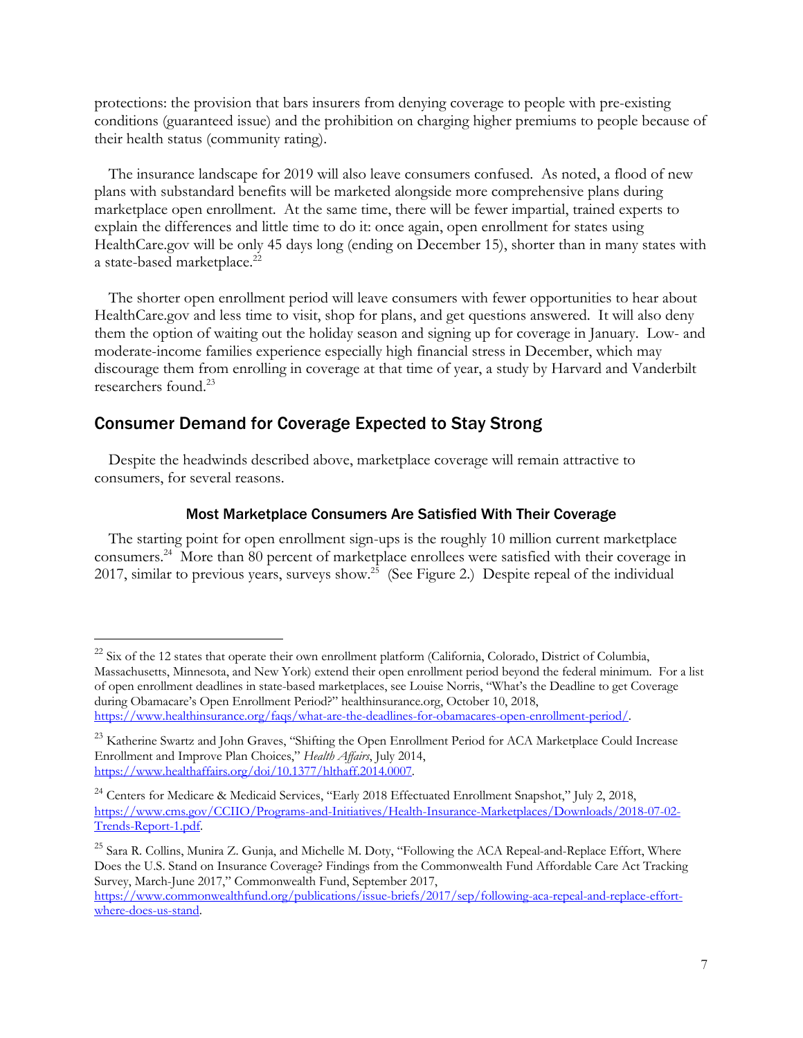protections: the provision that bars insurers from denying coverage to people with pre-existing conditions (guaranteed issue) and the prohibition on charging higher premiums to people because of their health status (community rating).

The insurance landscape for 2019 will also leave consumers confused. As noted, a flood of new plans with substandard benefits will be marketed alongside more comprehensive plans during marketplace open enrollment. At the same time, there will be fewer impartial, trained experts to explain the differences and little time to do it: once again, open enrollment for states using HealthCare.gov will be only 45 days long (ending on December 15), shorter than in many states with a state-based marketplace.[22]

The shorter open enrollment period will leave consumers with fewer opportunities to hear about HealthCare.gov and less time to visit, shop for plans, and get questions answered. It will also deny them the option of waiting out the holiday season and signing up for coverage in January. Low- and moderate-income families experience especially high financial stress in December, which may discourage them from enrolling in coverage at that time of year, a study by Harvard and Vanderbilt researchers found.[23]

## Consumer Demand for Coverage Expected to Stay Strong

Despite the headwinds described above, marketplace coverage will remain attractive to consumers, for several reasons.

### Most Marketplace Consumers Are Satisfied With Their Coverage

The starting point for open enrollment sign-ups is the roughly 10 million current marketplace consumers.[24] More than 80 percent of marketplace enrollees were satisfied with their coverage in 2017, similar to previous years, surveys show.[25] (See Figure 2.) Despite repeal of the individual

---

[22] Six of the 12 states that operate their own enrollment platform (California, Colorado, District of Columbia, Massachusetts, Minnesota, and New York) extend their open enrollment period beyond the federal minimum. For a list of open enrollment deadlines in state-based marketplaces, see Louise Norris, "What's the Deadline to get Coverage during Obamacare's Open Enrollment Period?" healthinsurance.org, October 10, 2018, https://www.healthinsurance.org/faqs/what-are-the-deadlines-for-obamacares-open-enrollment-period/.

[23] Katherine Swartz and John Graves, "Shifting the Open Enrollment Period for ACA Marketplace Could Increase Enrollment and Improve Plan Choices," *Health Affairs*, July 2014, https://www.healthaffairs.org/doi/10.1377/hlthaff.2014.0007.

[24] Centers for Medicare & Medicaid Services, "Early 2018 Effectuated Enrollment Snapshot," July 2, 2018, https://www.cms.gov/CCIIO/Programs-and-Initiatives/Health-Insurance-Marketplaces/Downloads/2018-07-02-Trends-Report-1.pdf.

[25] Sara R. Collins, Munira Z. Gunja, and Michelle M. Doty, "Following the ACA Repeal-and-Replace Effort, Where Does the U.S. Stand on Insurance Coverage? Findings from the Commonwealth Fund Affordable Care Act Tracking Survey, March-June 2017," Commonwealth Fund, September 2017, https://www.commonwealthfund.org/publications/issue-briefs/2017/sep/following-aca-repeal-and-replace-effort-where-does-us-stand.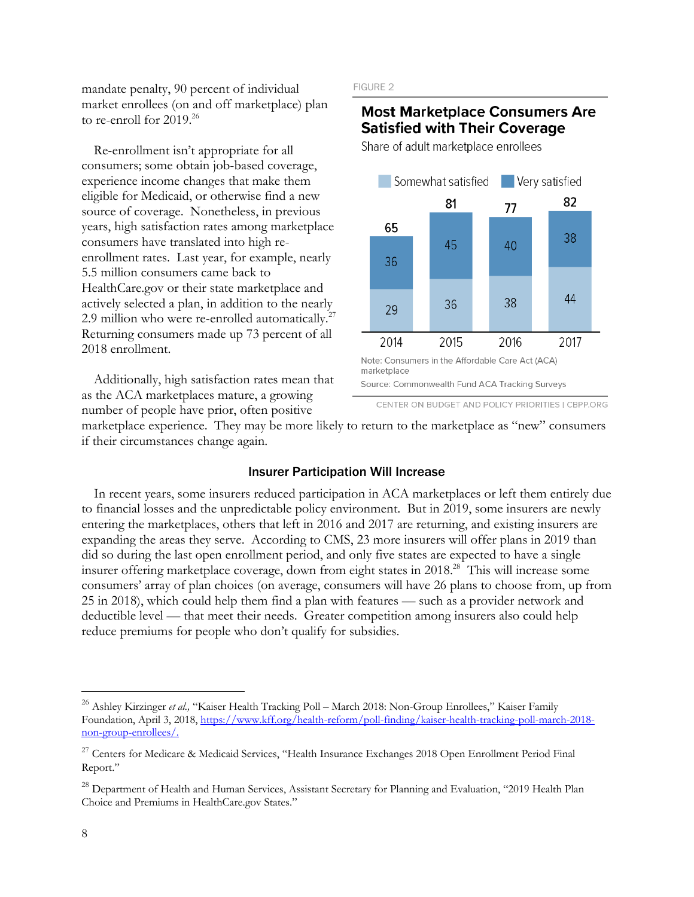mandate penalty, 90 percent of individual market enrollees (on and off marketplace) plan to re-enroll for 2019.[26]

Re-enrollment isn't appropriate for all consumers; some obtain job-based coverage, experience income changes that make them eligible for Medicaid, or otherwise find a new source of coverage. Nonetheless, in previous years, high satisfaction rates among marketplace consumers have translated into high re-enrollment rates. Last year, for example, nearly 5.5 million consumers came back to HealthCare.gov or their state marketplace and actively selected a plan, in addition to the nearly 2.9 million who were re-enrolled automatically.[27] Returning consumers made up 73 percent of all 2018 enrollment.

FIGURE 2

**Most Marketplace Consumers Are Satisfied with Their Coverage**

Share of adult marketplace enrollees

| | 2014 | 2015 | 2016 | 2017 |
|---|---|---|---|---|
| Somewhat satisfied | 29 | 36 | 38 | 44 |
| Very satisfied | 36 | 45 | 40 | 38 |
| Total | 65 | 81 | 77 | 82 |

Note: Consumers in the Affordable Care Act (ACA) marketplace

Source: Commonwealth Fund ACA Tracking Surveys

CENTER ON BUDGET AND POLICY PRIORITIES | CBPP.ORG

Additionally, high satisfaction rates mean that as the ACA marketplaces mature, a growing number of people have prior, often positive marketplace experience. They may be more likely to return to the marketplace as "new" consumers if their circumstances change again.

### Insurer Participation Will Increase

In recent years, some insurers reduced participation in ACA marketplaces or left them entirely due to financial losses and the unpredictable policy environment. But in 2019, some insurers are newly entering the marketplaces, others that left in 2016 and 2017 are returning, and existing insurers are expanding the areas they serve. According to CMS, 23 more insurers will offer plans in 2019 than did so during the last open enrollment period, and only five states are expected to have a single insurer offering marketplace coverage, down from eight states in 2018.[28] This will increase some consumers' array of plan choices (on average, consumers will have 26 plans to choose from, up from 25 in 2018), which could help them find a plan with features — such as a provider network and deductible level — that meet their needs. Greater competition among insurers also could help reduce premiums for people who don't qualify for subsidies.

---

[26] Ashley Kirzinger *et al.,* "Kaiser Health Tracking Poll – March 2018: Non-Group Enrollees," Kaiser Family Foundation, April 3, 2018, https://www.kff.org/health-reform/poll-finding/kaiser-health-tracking-poll-march-2018-non-group-enrollees/.

[27] Centers for Medicare & Medicaid Services, "Health Insurance Exchanges 2018 Open Enrollment Period Final Report."

[28] Department of Health and Human Services, Assistant Secretary for Planning and Evaluation, "2019 Health Plan Choice and Premiums in HealthCare.gov States."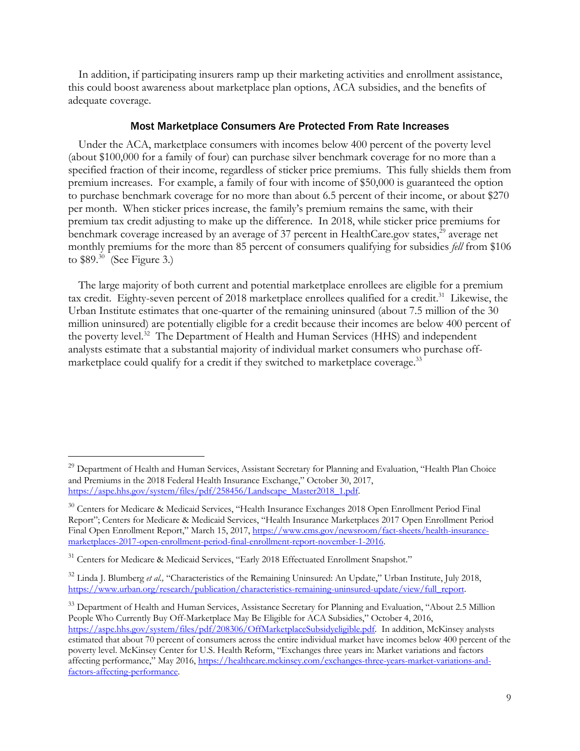In addition, if participating insurers ramp up their marketing activities and enrollment assistance, this could boost awareness about marketplace plan options, ACA subsidies, and the benefits of adequate coverage.

## Most Marketplace Consumers Are Protected From Rate Increases

Under the ACA, marketplace consumers with incomes below 400 percent of the poverty level (about $100,000 for a family of four) can purchase silver benchmark coverage for no more than a specified fraction of their income, regardless of sticker price premiums. This fully shields them from premium increases. For example, a family of four with income of $50,000 is guaranteed the option to purchase benchmark coverage for no more than about 6.5 percent of their income, or about $270 per month. When sticker prices increase, the family's premium remains the same, with their premium tax credit adjusting to make up the difference. In 2018, while sticker price premiums for benchmark coverage increased by an average of 37 percent in HealthCare.gov states,[29] average net monthly premiums for the more than 85 percent of consumers qualifying for subsidies *fell* from $106 to $89.[30] (See Figure 3.)

The large majority of both current and potential marketplace enrollees are eligible for a premium tax credit. Eighty-seven percent of 2018 marketplace enrollees qualified for a credit.[31] Likewise, the Urban Institute estimates that one-quarter of the remaining uninsured (about 7.5 million of the 30 million uninsured) are potentially eligible for a credit because their incomes are below 400 percent of the poverty level.[32] The Department of Health and Human Services (HHS) and independent analysts estimate that a substantial majority of individual market consumers who purchase off-marketplace could qualify for a credit if they switched to marketplace coverage.[33]

---

[29] Department of Health and Human Services, Assistant Secretary for Planning and Evaluation, "Health Plan Choice and Premiums in the 2018 Federal Health Insurance Exchange," October 30, 2017, https://aspe.hhs.gov/system/files/pdf/258456/Landscape_Master2018_1.pdf.

[30] Centers for Medicare & Medicaid Services, "Health Insurance Exchanges 2018 Open Enrollment Period Final Report"; Centers for Medicare & Medicaid Services, "Health Insurance Marketplaces 2017 Open Enrollment Period Final Open Enrollment Report," March 15, 2017, https://www.cms.gov/newsroom/fact-sheets/health-insurance-marketplaces-2017-open-enrollment-period-final-enrollment-report-november-1-2016.

[31] Centers for Medicare & Medicaid Services, "Early 2018 Effectuated Enrollment Snapshot."

[32] Linda J. Blumberg *et al.,* "Characteristics of the Remaining Uninsured: An Update," Urban Institute, July 2018, https://www.urban.org/research/publication/characteristics-remaining-uninsured-update/view/full_report.

[33] Department of Health and Human Services, Assistance Secretary for Planning and Evaluation, "About 2.5 Million People Who Currently Buy Off-Marketplace May Be Eligible for ACA Subsidies," October 4, 2016, https://aspe.hhs.gov/system/files/pdf/208306/OffMarketplaceSubsidyeligible.pdf. In addition, McKinsey analysts estimated that about 70 percent of consumers across the entire individual market have incomes below 400 percent of the poverty level. McKinsey Center for U.S. Health Reform, "Exchanges three years in: Market variations and factors affecting performance," May 2016, https://healthcare.mckinsey.com/exchanges-three-years-market-variations-and-factors-affecting-performance.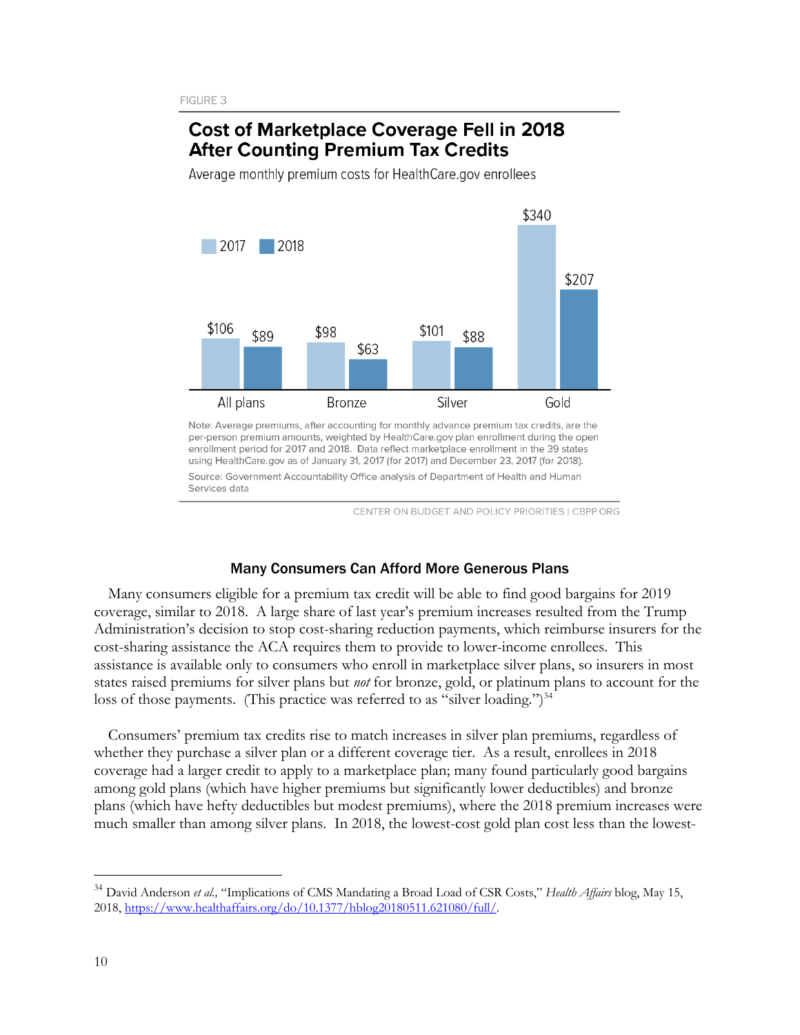FIGURE 3

## Cost of Marketplace Coverage Fell in 2018 After Counting Premium Tax Credits

Average monthly premium costs for HealthCare.gov enrollees

| | 2017 | 2018 |
|---|---|---|
| All plans | $106 | $89 |
| Bronze | $98 | $63 |
| Silver | $101 | $88 |
| Gold | $340 | $207 |

Note: Average premiums, after accounting for monthly advance premium tax credits, are the per-person premium amounts, weighted by HealthCare.gov plan enrollment during the open enrollment period for 2017 and 2018. Data reflect marketplace enrollment in the 39 states using HealthCare.gov as of January 31, 2017 (for 2017) and December 23, 2017 (for 2018).

Source: Government Accountability Office analysis of Department of Health and Human Services data

CENTER ON BUDGET AND POLICY PRIORITIES | CBPP.ORG

### Many Consumers Can Afford More Generous Plans

Many consumers eligible for a premium tax credit will be able to find good bargains for 2019 coverage, similar to 2018. A large share of last year's premium increases resulted from the Trump Administration's decision to stop cost-sharing reduction payments, which reimburse insurers for the cost-sharing assistance the ACA requires them to provide to lower-income enrollees. This assistance is available only to consumers who enroll in marketplace silver plans, so insurers in most states raised premiums for silver plans but *not* for bronze, gold, or platinum plans to account for the loss of those payments. (This practice was referred to as "silver loading.")[34]

Consumers' premium tax credits rise to match increases in silver plan premiums, regardless of whether they purchase a silver plan or a different coverage tier. As a result, enrollees in 2018 coverage had a larger credit to apply to a marketplace plan; many found particularly good bargains among gold plans (which have higher premiums but significantly lower deductibles) and bronze plans (which have hefty deductibles but modest premiums), where the 2018 premium increases were much smaller than among silver plans. In 2018, the lowest-cost gold plan cost less than the lowest-

[34] David Anderson *et al.,* "Implications of CMS Mandating a Broad Load of CSR Costs," *Health Affairs* blog, May 15, 2018, https://www.healthaffairs.org/do/10.1377/hblog20180511.621080/full/.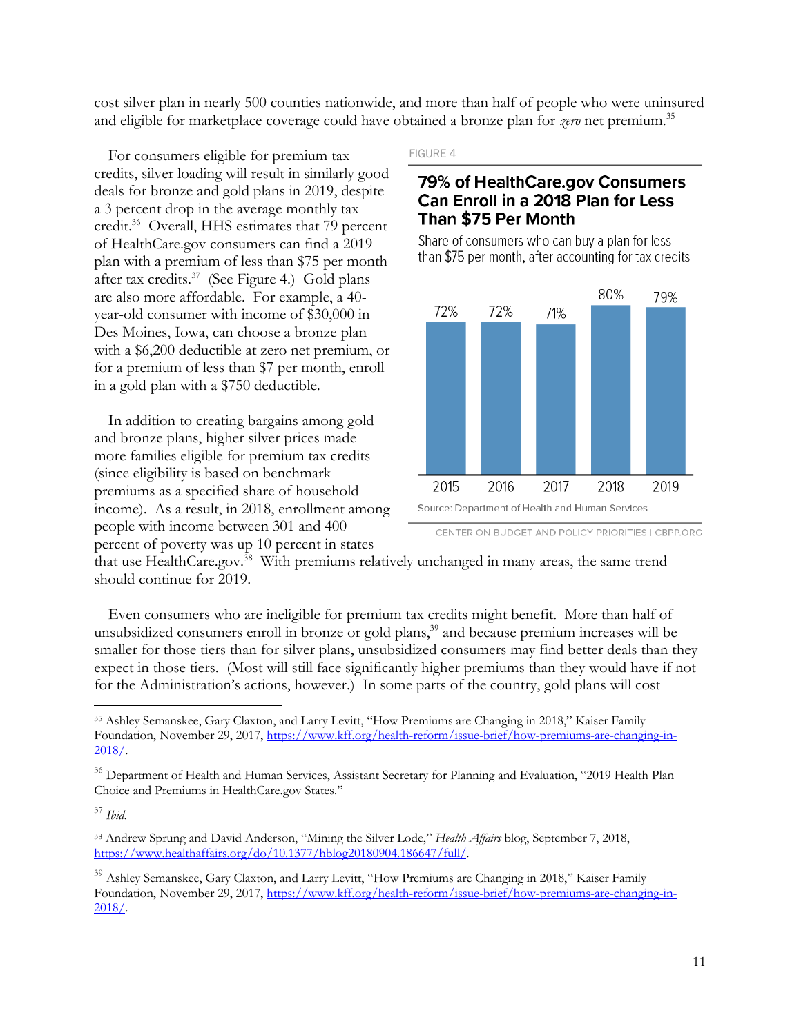cost silver plan in nearly 500 counties nationwide, and more than half of people who were uninsured and eligible for marketplace coverage could have obtained a bronze plan for *zero* net premium.[35]

For consumers eligible for premium tax credits, silver loading will result in similarly good deals for bronze and gold plans in 2019, despite a 3 percent drop in the average monthly tax credit.[36] Overall, HHS estimates that 79 percent of HealthCare.gov consumers can find a 2019 plan with a premium of less than $75 per month after tax credits.[37] (See Figure 4.) Gold plans are also more affordable. For example, a 40-year-old consumer with income of $30,000 in Des Moines, Iowa, can choose a bronze plan with a $6,200 deductible at zero net premium, or for a premium of less than $7 per month, enroll in a gold plan with a $750 deductible.

FIGURE 4

**79% of HealthCare.gov Consumers Can Enroll in a 2018 Plan for Less Than $75 Per Month**

Share of consumers who can buy a plan for less than $75 per month, after accounting for tax credits

| Year | Share |
|---|---|
| 2015 | 72% |
| 2016 | 72% |
| 2017 | 71% |
| 2018 | 80% |
| 2019 | 79% |

Source: Department of Health and Human Services

CENTER ON BUDGET AND POLICY PRIORITIES | CBPP.ORG

In addition to creating bargains among gold and bronze plans, higher silver prices made more families eligible for premium tax credits (since eligibility is based on benchmark premiums as a specified share of household income). As a result, in 2018, enrollment among people with income between 301 and 400 percent of poverty was up 10 percent in states that use HealthCare.gov.[38] With premiums relatively unchanged in many areas, the same trend should continue for 2019.

Even consumers who are ineligible for premium tax credits might benefit. More than half of unsubsidized consumers enroll in bronze or gold plans,[39] and because premium increases will be smaller for those tiers than for silver plans, unsubsidized consumers may find better deals than they expect in those tiers. (Most will still face significantly higher premiums than they would have if not for the Administration's actions, however.) In some parts of the country, gold plans will cost

---

[35] Ashley Semanskee, Gary Claxton, and Larry Levitt, "How Premiums are Changing in 2018," Kaiser Family Foundation, November 29, 2017, https://www.kff.org/health-reform/issue-brief/how-premiums-are-changing-in-2018/.

[36] Department of Health and Human Services, Assistant Secretary for Planning and Evaluation, "2019 Health Plan Choice and Premiums in HealthCare.gov States."

[37] *Ibid.*

[38] Andrew Sprung and David Anderson, "Mining the Silver Lode," *Health Affairs* blog, September 7, 2018, https://www.healthaffairs.org/do/10.1377/hblog20180904.186647/full/.

[39] Ashley Semanskee, Gary Claxton, and Larry Levitt, "How Premiums are Changing in 2018," Kaiser Family Foundation, November 29, 2017, https://www.kff.org/health-reform/issue-brief/how-premiums-are-changing-in-2018/.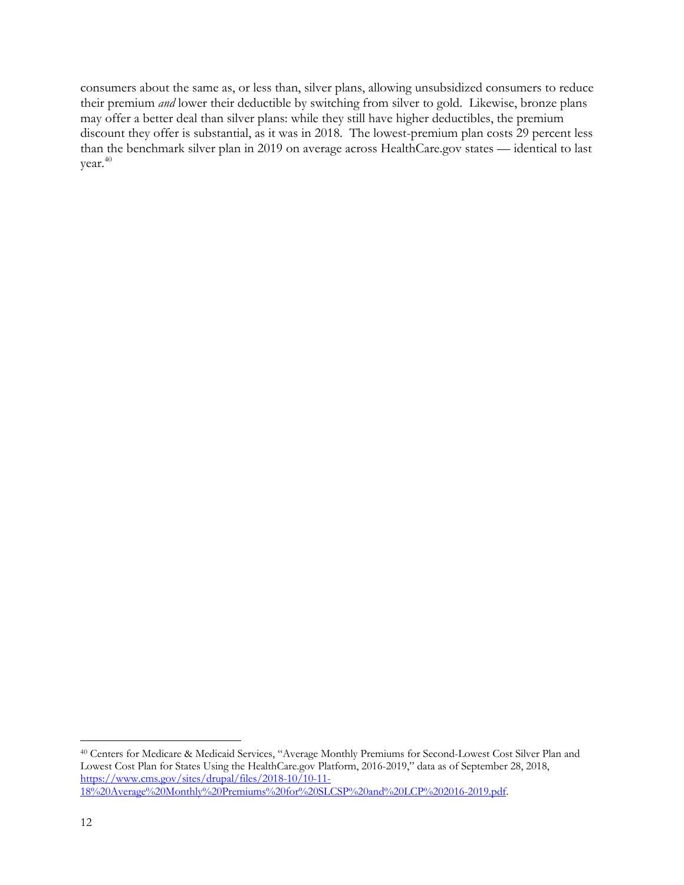consumers about the same as, or less than, silver plans, allowing unsubsidized consumers to reduce their premium *and* lower their deductible by switching from silver to gold. Likewise, bronze plans may offer a better deal than silver plans: while they still have higher deductibles, the premium discount they offer is substantial, as it was in 2018. The lowest-premium plan costs 29 percent less than the benchmark silver plan in 2019 on average across HealthCare.gov states — identical to last year.[40]

---

[40] Centers for Medicare & Medicaid Services, "Average Monthly Premiums for Second-Lowest Cost Silver Plan and Lowest Cost Plan for States Using the HealthCare.gov Platform, 2016-2019," data as of September 28, 2018, https://www.cms.gov/sites/drupal/files/2018-10/10-11-18%20Average%20Monthly%20Premiums%20for%20SLCSP%20and%20LCP%202016-2019.pdf.